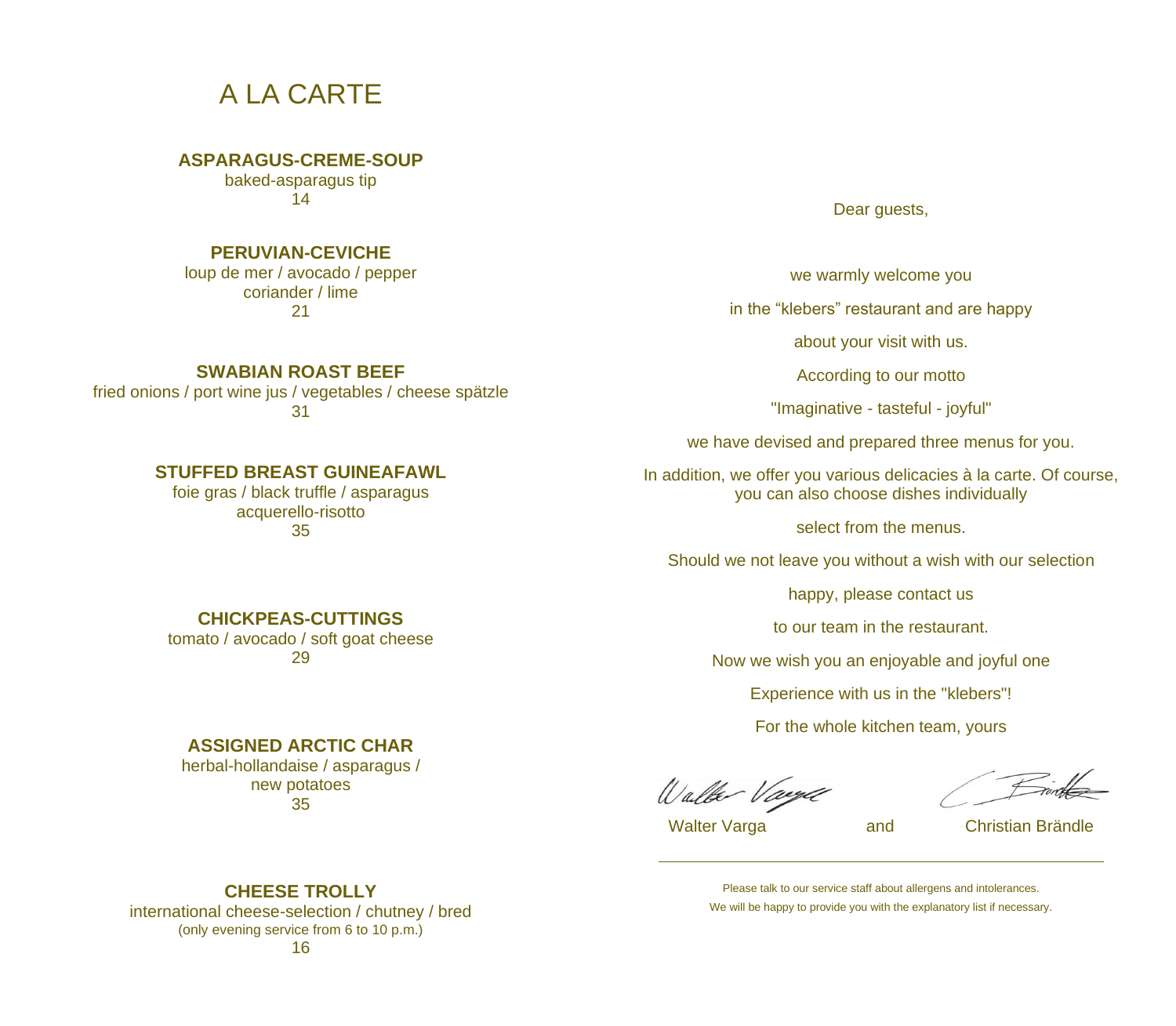# A LA CARTE

**ASPARAGUS-CREME-SOUP**
baked-asparagus tip
14

**PERUVIAN-CEVICHE**
loup de mer / avocado / pepper
coriander / lime
21

**SWABIAN ROAST BEEF**
fried onions / port wine jus / vegetables / cheese spätzle
31

**STUFFED BREAST GUINEAFAWL**
foie gras / black truffle / asparagus
acquerello-risotto
35

**CHICKPEAS-CUTTINGS**
tomato / avocado / soft goat cheese
29

**ASSIGNED ARCTIC CHAR**
herbal-hollandaise / asparagus /
new potatoes
35

**CHEESE TROLLY**
international cheese-selection / chutney / bred
(only evening service from 6 to 10 p.m.)
16

Dear guests,

we warmly welcome you

in the “klebers” restaurant and are happy

about your visit with us.

According to our motto

"Imaginative - tasteful - joyful"

we have devised and prepared three menus for you.

In addition, we offer you various delicacies à la carte. Of course, you can also choose dishes individually

select from the menus.

Should we not leave you without a wish with our selection

happy, please contact us

to our team in the restaurant.

Now we wish you an enjoyable and joyful one

Experience with us in the "klebers"!

For the whole kitchen team, yours

Walter Varga and Christian Brändle

---

Please talk to our service staff about allergens and intolerances.
We will be happy to provide you with the explanatory list if necessary.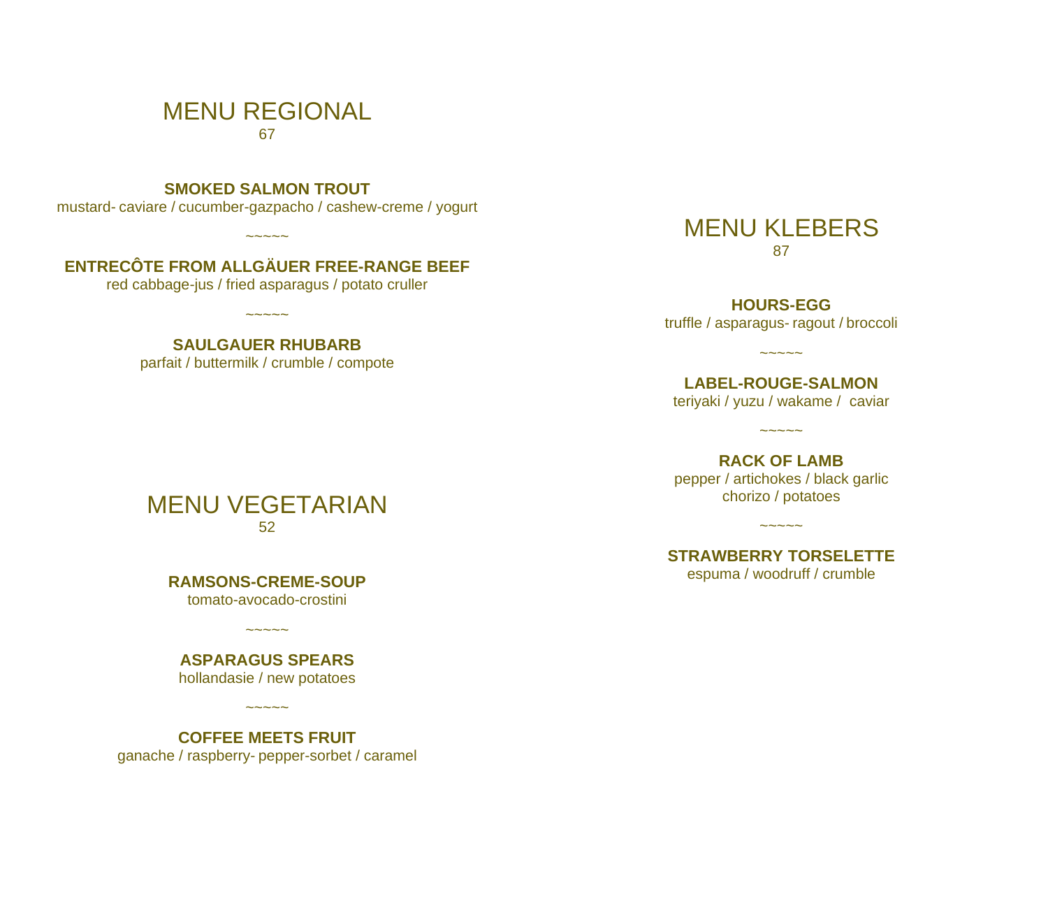## MENU REGIONAL
67

**SMOKED SALMON TROUT**
mustard- caviare / cucumber-gazpacho / cashew-creme / yogurt

~~~~~

**ENTRECÔTE FROM ALLGÄUER FREE-RANGE BEEF**
red cabbage-jus / fried asparagus / potato cruller

~~~~~

**SAULGAUER RHUBARB**
parfait / buttermilk / crumble / compote

## MENU VEGETARIAN
52

**RAMSONS-CREME-SOUP**
tomato-avocado-crostini

~~~~~

**ASPARAGUS SPEARS**
hollandasie / new potatoes

~~~~~

**COFFEE MEETS FRUIT**
ganache / raspberry- pepper-sorbet / caramel

## MENU KLEBERS
87

**HOURS-EGG**
truffle / asparagus- ragout / broccoli

~~~~~

**LABEL-ROUGE-SALMON**
teriyaki / yuzu / wakame / caviar

~~~~~

**RACK OF LAMB**
pepper / artichokes / black garlic
chorizo / potatoes

~~~~~

**STRAWBERRY TORSELETTE**
espuma / woodruff / crumble